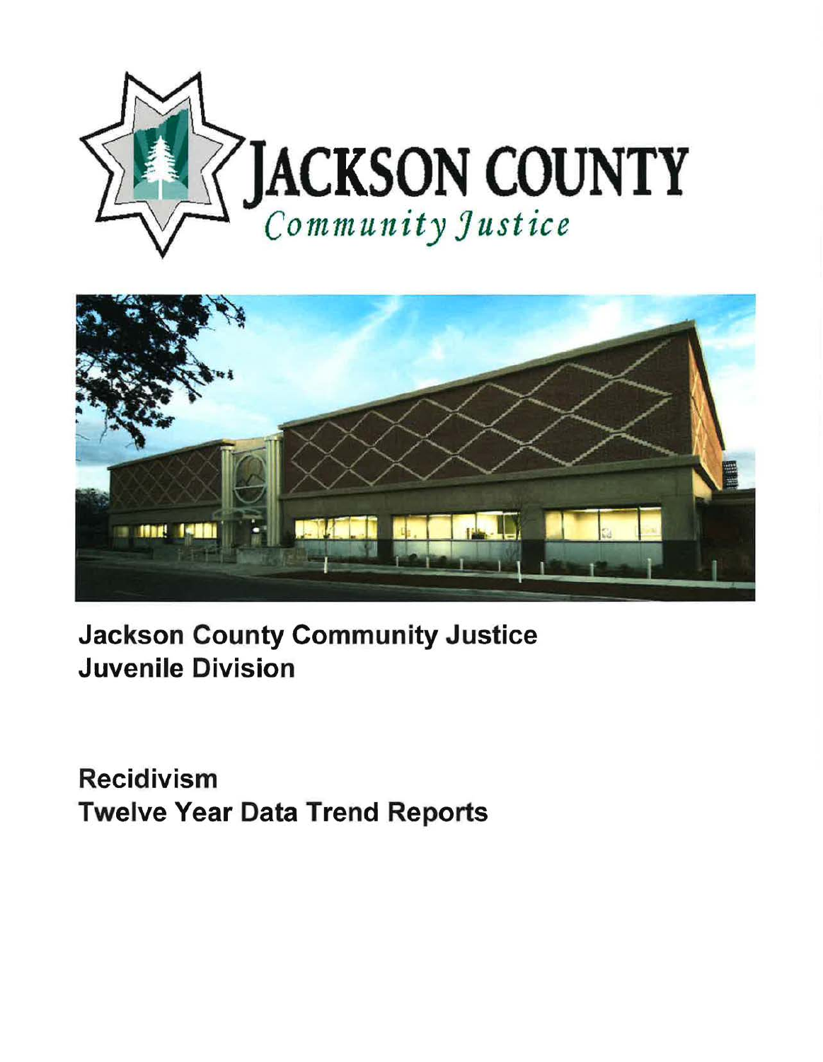# JACKSON COUNTY

*Community Justice*

## Jackson County Community Justice
## Juvenile Division

## Recidivism
## Twelve Year Data Trend Reports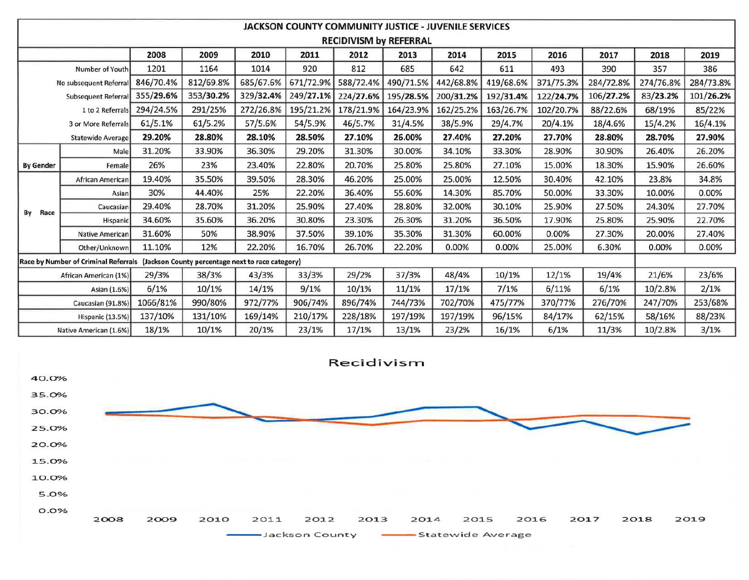| JACKSON COUNTY COMMUNITY JUSTICE - JUVENILE SERVICES RECIDIVISM by REFERRAL | | | | | | | | | | | | | |
|---|---|---|---|---|---|---|---|---|---|---|---|---|---|
| | | **2008** | **2009** | **2010** | **2011** | **2012** | **2013** | **2014** | **2015** | **2016** | **2017** | **2018** | **2019** |
| Number of Youth | | 1201 | 1164 | 1014 | 920 | 812 | 685 | 642 | 611 | 493 | 390 | 357 | 386 |
| No subsequent Referral | | 846/70.4% | 812/69.8% | 685/67.6% | 671/72.9% | 588/72.4% | 490/71.5% | 442/68.8% | 419/68.6% | 371/75.3% | 284/72.8% | 274/76.8% | 284/73.8% |
| Subsequent Referral | | 355/**29.6%** | 353/**30.2%** | 329/**32.4%** | 249/**27.1%** | 224/**27.6%** | 195/**28.5%** | 200/**31.2%** | 192/**31.4%** | 122/**24.7%** | 106/**27.2%** | 83/**23.2%** | 101/**26.2%** |
| 1 to 2 Referrals | | 294/24.5% | 291/25% | 272/26.8% | 195/21.2% | 178/21.9% | 164/23.9% | 162/25.2% | 163/26.7% | 102/20.7% | 88/22.6% | 68/19% | 85/22% |
| 3 or More Referrals | | 61/5.1% | 61/5.2% | 57/5.6% | 54/5.9% | 46/5.7% | 31/4.5% | 38/5.9% | 29/4.7% | 20/4.1% | 18/4.6% | 15/4.2% | 16/4.1% |
| Statewide Average | | **29.20%** | **28.80%** | **28.10%** | **28.50%** | **27.10%** | **26.00%** | **27.40%** | **27.20%** | **27.70%** | **28.80%** | **28.70%** | **27.90%** |
| **By Gender** | Male | 31.20% | 33.90% | 36.30% | 29.20% | 31.30% | 30.00% | 34.10% | 33.30% | 28.90% | 30.90% | 26.40% | 26.20% |
| | Female | 26% | 23% | 23.40% | 22.80% | 20.70% | 25.80% | 25.80% | 27.10% | 15.00% | 18.30% | 15.90% | 26.60% |
| **By Race** | African American | 19.40% | 35.50% | 39.50% | 28.30% | 46.20% | 25.00% | 25.00% | 12.50% | 30.40% | 42.10% | 23.8% | 34.8% |
| | Asian | 30% | 44.40% | 25% | 22.20% | 36.40% | 55.60% | 14.30% | 85.70% | 50.00% | 33.30% | 10.00% | 0.00% |
| | Caucasian | 29.40% | 28.70% | 31.20% | 25.90% | 27.40% | 28.80% | 32.00% | 30.10% | 25.90% | 27.50% | 24.30% | 27.70% |
| | Hispanic | 34.60% | 35.60% | 36.20% | 30.80% | 23.30% | 26.30% | 31.20% | 36.50% | 17.90% | 25.80% | 25.90% | 22.70% |
| | Native American | 31.60% | 50% | 38.90% | 37.50% | 39.10% | 35.30% | 31.30% | 60.00% | 0.00% | 27.30% | 20.00% | 27.40% |
| | Other/Unknown | 11.10% | 12% | 22.20% | 16.70% | 26.70% | 22.20% | 0.00% | 0.00% | 25.00% | 6.30% | 0.00% | 0.00% |
| **Race by Number of Criminal Referrals (Jackson County percentage next to race category)** | | | | | | | | | | | | | |
| African American (1%) | | 29/3% | 38/3% | 43/3% | 33/3% | 29/2% | 37/3% | 48/4% | 10/1% | 12/1% | 19/4% | 21/6% | 23/6% |
| Asian (1.6%) | | 6/1% | 10/1% | 14/1% | 9/1% | 10/1% | 11/1% | 17/1% | 7/1% | 6/11% | 6/1% | 10/2.8% | 2/1% |
| Caucasian (91.8%) | | 1066/81% | 990/80% | 972/77% | 906/74% | 896/74% | 744/73% | 702/70% | 475/77% | 370/77% | 276/70% | 247/70% | 253/68% |
| Hispanic (13.5%) | | 137/10% | 131/10% | 169/14% | 210/17% | 228/18% | 197/19% | 197/19% | 96/15% | 84/17% | 62/15% | 58/16% | 88/23% |
| Native American (1.6%) | | 18/1% | 10/1% | 20/1% | 23/1% | 17/1% | 13/1% | 23/2% | 16/1% | 6/1% | 11/3% | 10/2.8% | 3/1% |

Recidivism

40.0%
35.0%
30.0%
25.0%
20.0%
15.0%
10.0%
5.0%
0.0%

2008 2009 2010 2011 2012 2013 2014 2015 2016 2017 2018 2019

Jackson County
Statewide Average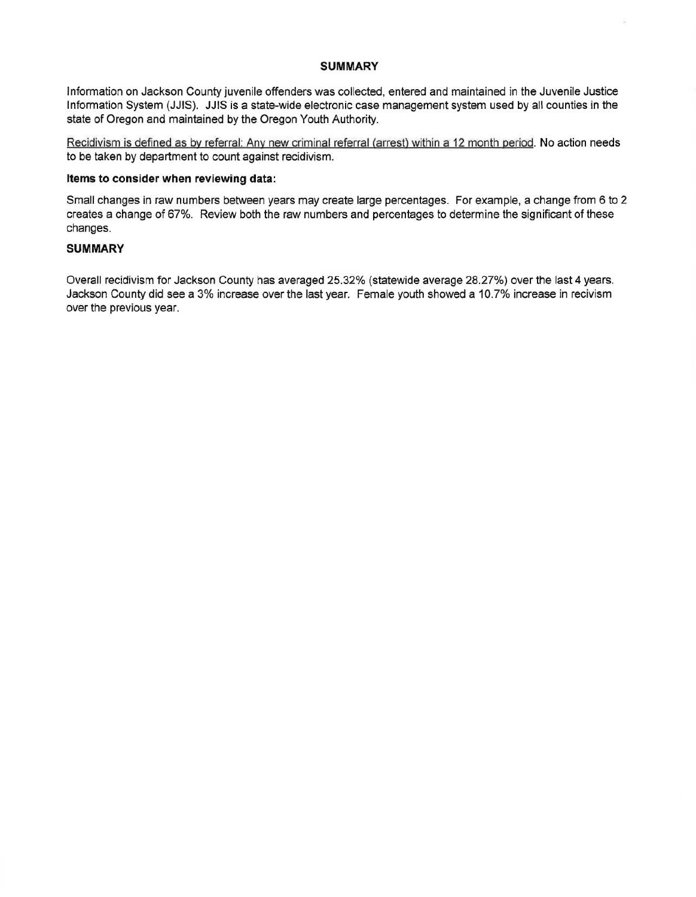## SUMMARY

Information on Jackson County juvenile offenders was collected, entered and maintained in the Juvenile Justice Information System (JJIS). JJIS is a state-wide electronic case management system used by all counties in the state of Oregon and maintained by the Oregon Youth Authority.

Recidivism is defined as by referral: Any new criminal referral (arrest) within a 12 month period. No action needs to be taken by department to count against recidivism.

**Items to consider when reviewing data:**

Small changes in raw numbers between years may create large percentages. For example, a change from 6 to 2 creates a change of 67%. Review both the raw numbers and percentages to determine the significant of these changes.

### SUMMARY

Overall recidivism for Jackson County has averaged 25.32% (statewide average 28.27%) over the last 4 years. Jackson County did see a 3% increase over the last year. Female youth showed a 10.7% increase in recivism over the previous year.